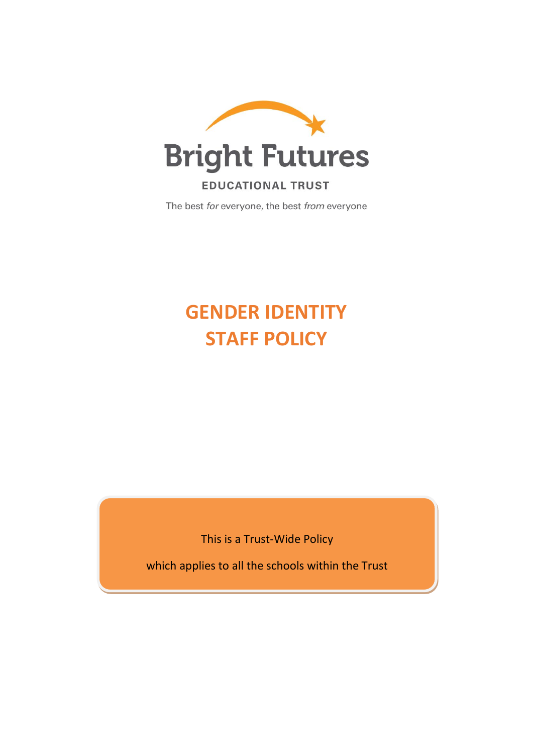Bright Futures

EDUCATIONAL TRUST

The best *for* everyone, the best *from* everyone

# GENDER IDENTITY STAFF POLICY

This is a Trust-Wide Policy

which applies to all the schools within the Trust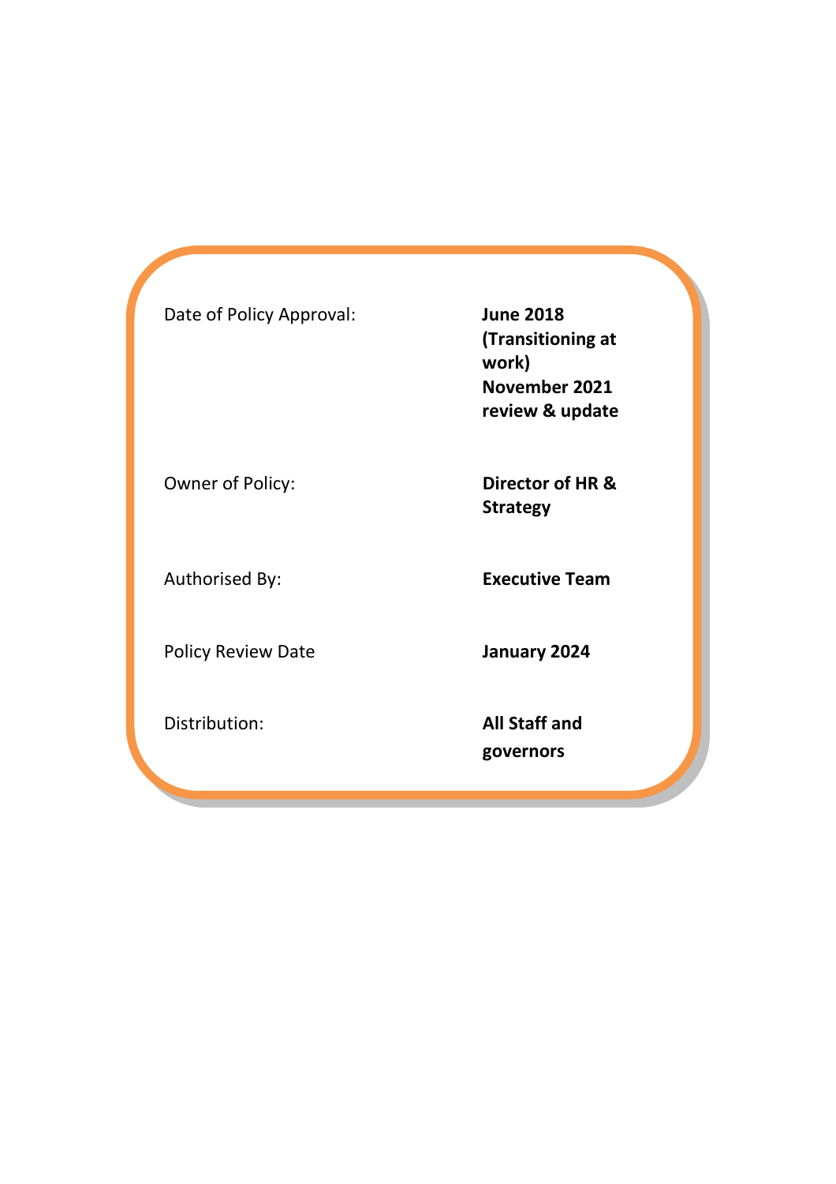| | |
|---|---|
| Date of Policy Approval: | **June 2018 (Transitioning at work) November 2021 review & update** |
| Owner of Policy: | **Director of HR & Strategy** |
| Authorised By: | **Executive Team** |
| Policy Review Date | **January 2024** |
| Distribution: | **All Staff and governors** |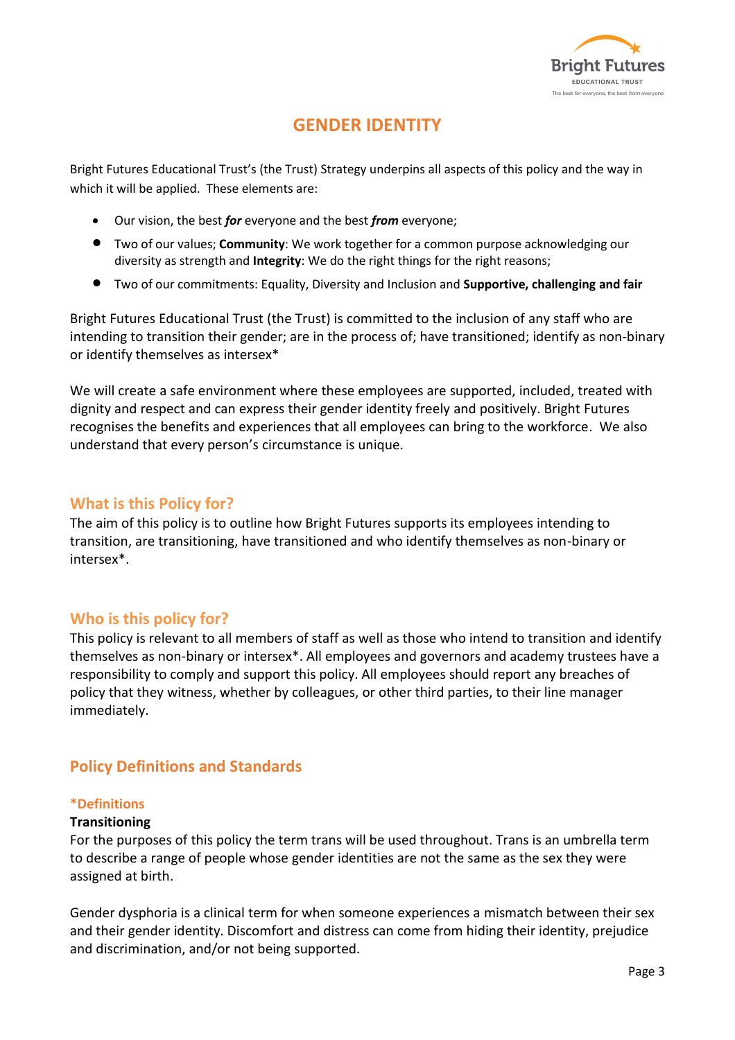# GENDER IDENTITY

Bright Futures Educational Trust's (the Trust) Strategy underpins all aspects of this policy and the way in which it will be applied. These elements are:

- Our vision, the best ***for*** everyone and the best ***from*** everyone;
- Two of our values; **Community**: We work together for a common purpose acknowledging our diversity as strength and **Integrity**: We do the right things for the right reasons;
- Two of our commitments: Equality, Diversity and Inclusion and **Supportive, challenging and fair**

Bright Futures Educational Trust (the Trust) is committed to the inclusion of any staff who are intending to transition their gender; are in the process of; have transitioned; identify as non-binary or identify themselves as intersex*

We will create a safe environment where these employees are supported, included, treated with dignity and respect and can express their gender identity freely and positively. Bright Futures recognises the benefits and experiences that all employees can bring to the workforce. We also understand that every person's circumstance is unique.

## What is this Policy for?

The aim of this policy is to outline how Bright Futures supports its employees intending to transition, are transitioning, have transitioned and who identify themselves as non-binary or intersex*.

## Who is this policy for?

This policy is relevant to all members of staff as well as those who intend to transition and identify themselves as non-binary or intersex*. All employees and governors and academy trustees have a responsibility to comply and support this policy. All employees should report any breaches of policy that they witness, whether by colleagues, or other third parties, to their line manager immediately.

## Policy Definitions and Standards

### *Definitions

**Transitioning**

For the purposes of this policy the term trans will be used throughout. Trans is an umbrella term to describe a range of people whose gender identities are not the same as the sex they were assigned at birth.

Gender dysphoria is a clinical term for when someone experiences a mismatch between their sex and their gender identity. Discomfort and distress can come from hiding their identity, prejudice and discrimination, and/or not being supported.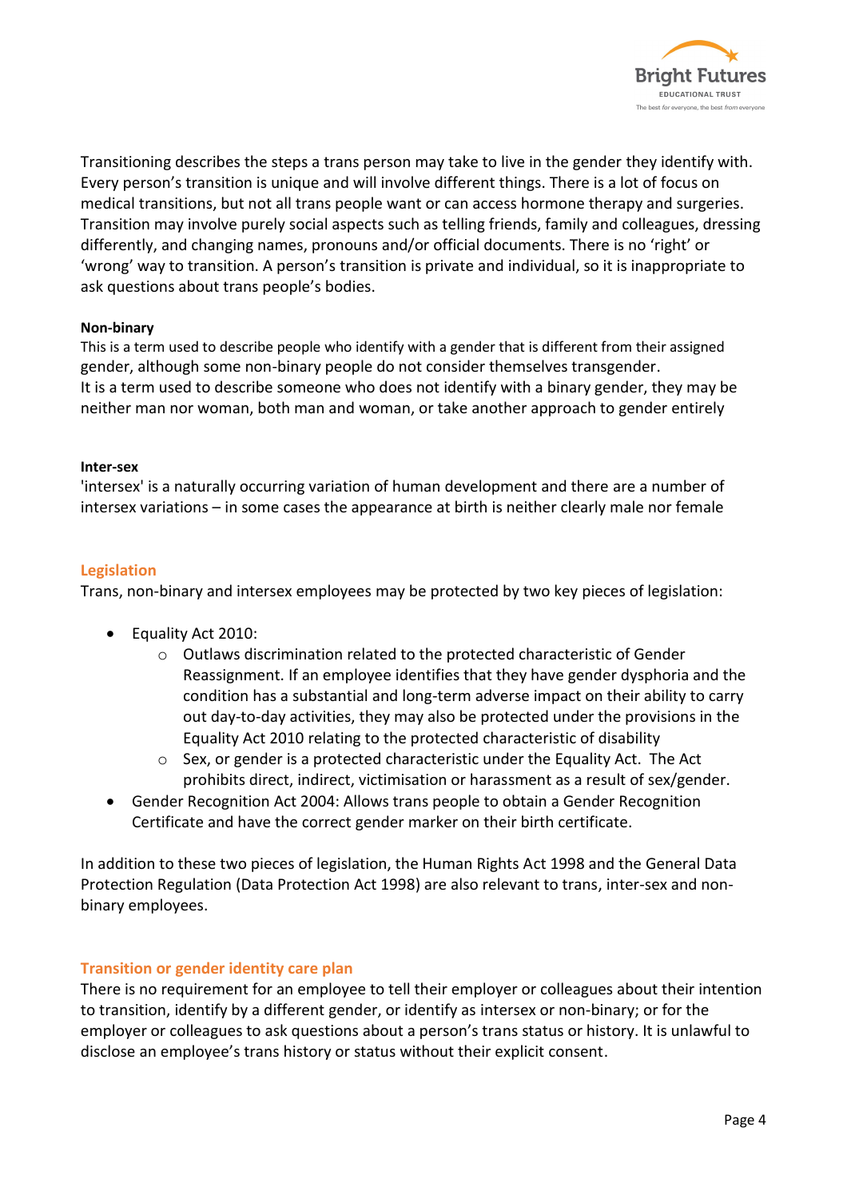Transitioning describes the steps a trans person may take to live in the gender they identify with. Every person's transition is unique and will involve different things. There is a lot of focus on medical transitions, but not all trans people want or can access hormone therapy and surgeries. Transition may involve purely social aspects such as telling friends, family and colleagues, dressing differently, and changing names, pronouns and/or official documents. There is no 'right' or 'wrong' way to transition. A person's transition is private and individual, so it is inappropriate to ask questions about trans people's bodies.

**Non-binary**

This is a term used to describe people who identify with a gender that is different from their assigned gender, although some non-binary people do not consider themselves transgender.
It is a term used to describe someone who does not identify with a binary gender, they may be neither man nor woman, both man and woman, or take another approach to gender entirely

**Inter-sex**

'intersex' is a naturally occurring variation of human development and there are a number of intersex variations – in some cases the appearance at birth is neither clearly male nor female

## Legislation

Trans, non-binary and intersex employees may be protected by two key pieces of legislation:

- Equality Act 2010:
  - Outlaws discrimination related to the protected characteristic of Gender Reassignment. If an employee identifies that they have gender dysphoria and the condition has a substantial and long-term adverse impact on their ability to carry out day-to-day activities, they may also be protected under the provisions in the Equality Act 2010 relating to the protected characteristic of disability
  - Sex, or gender is a protected characteristic under the Equality Act. The Act prohibits direct, indirect, victimisation or harassment as a result of sex/gender.
- Gender Recognition Act 2004: Allows trans people to obtain a Gender Recognition Certificate and have the correct gender marker on their birth certificate.

In addition to these two pieces of legislation, the Human Rights Act 1998 and the General Data Protection Regulation (Data Protection Act 1998) are also relevant to trans, inter-sex and non-binary employees.

## Transition or gender identity care plan

There is no requirement for an employee to tell their employer or colleagues about their intention to transition, identify by a different gender, or identify as intersex or non-binary; or for the employer or colleagues to ask questions about a person's trans status or history. It is unlawful to disclose an employee's trans history or status without their explicit consent.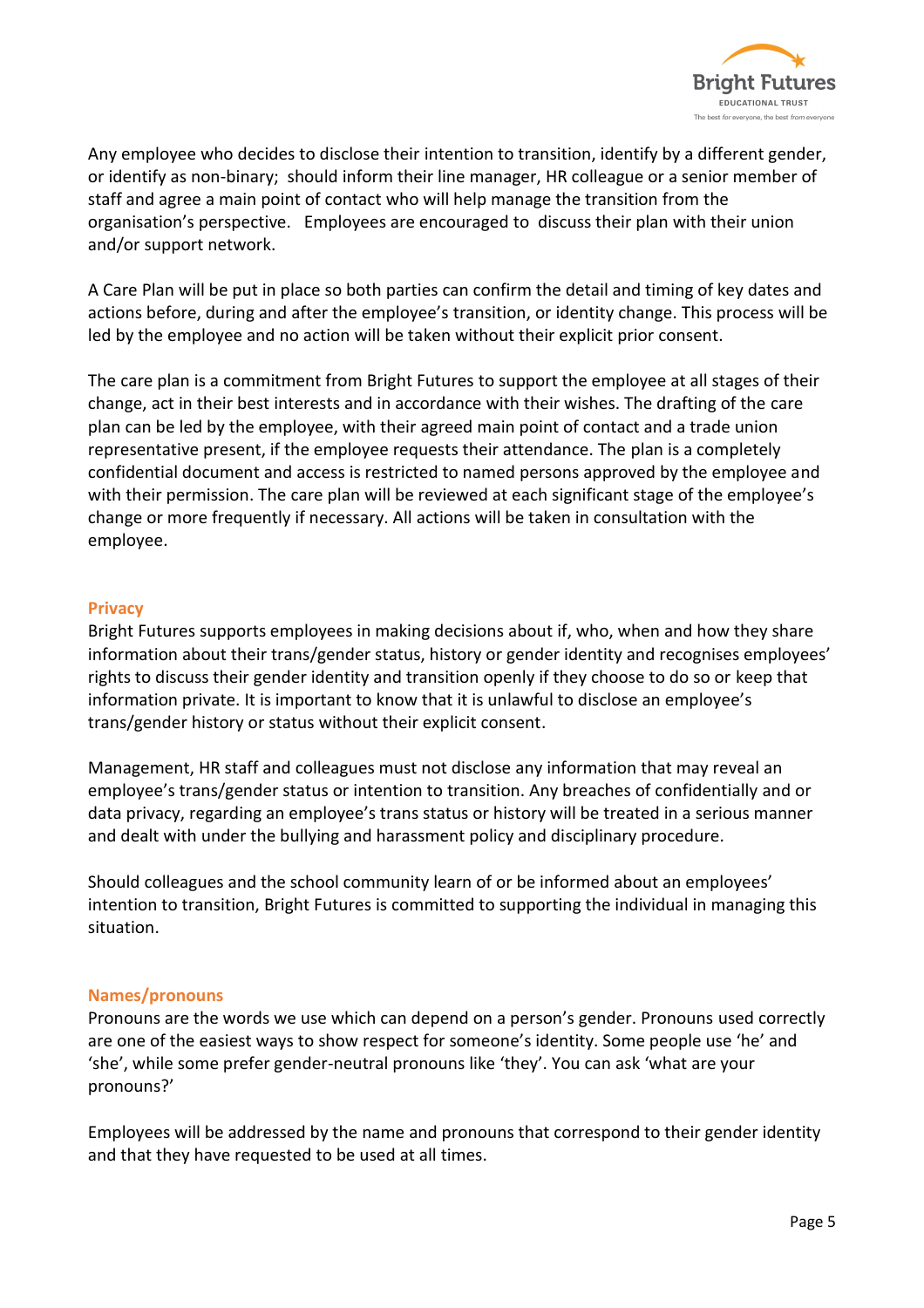Any employee who decides to disclose their intention to transition, identify by a different gender, or identify as non-binary; should inform their line manager, HR colleague or a senior member of staff and agree a main point of contact who will help manage the transition from the organisation's perspective. Employees are encouraged to discuss their plan with their union and/or support network.

A Care Plan will be put in place so both parties can confirm the detail and timing of key dates and actions before, during and after the employee's transition, or identity change. This process will be led by the employee and no action will be taken without their explicit prior consent.

The care plan is a commitment from Bright Futures to support the employee at all stages of their change, act in their best interests and in accordance with their wishes. The drafting of the care plan can be led by the employee, with their agreed main point of contact and a trade union representative present, if the employee requests their attendance. The plan is a completely confidential document and access is restricted to named persons approved by the employee and with their permission. The care plan will be reviewed at each significant stage of the employee's change or more frequently if necessary. All actions will be taken in consultation with the employee.

## Privacy

Bright Futures supports employees in making decisions about if, who, when and how they share information about their trans/gender status, history or gender identity and recognises employees' rights to discuss their gender identity and transition openly if they choose to do so or keep that information private. It is important to know that it is unlawful to disclose an employee's trans/gender history or status without their explicit consent.

Management, HR staff and colleagues must not disclose any information that may reveal an employee's trans/gender status or intention to transition. Any breaches of confidentially and or data privacy, regarding an employee's trans status or history will be treated in a serious manner and dealt with under the bullying and harassment policy and disciplinary procedure.

Should colleagues and the school community learn of or be informed about an employees' intention to transition, Bright Futures is committed to supporting the individual in managing this situation.

## Names/pronouns

Pronouns are the words we use which can depend on a person's gender. Pronouns used correctly are one of the easiest ways to show respect for someone's identity. Some people use 'he' and 'she', while some prefer gender-neutral pronouns like 'they'. You can ask 'what are your pronouns?'

Employees will be addressed by the name and pronouns that correspond to their gender identity and that they have requested to be used at all times.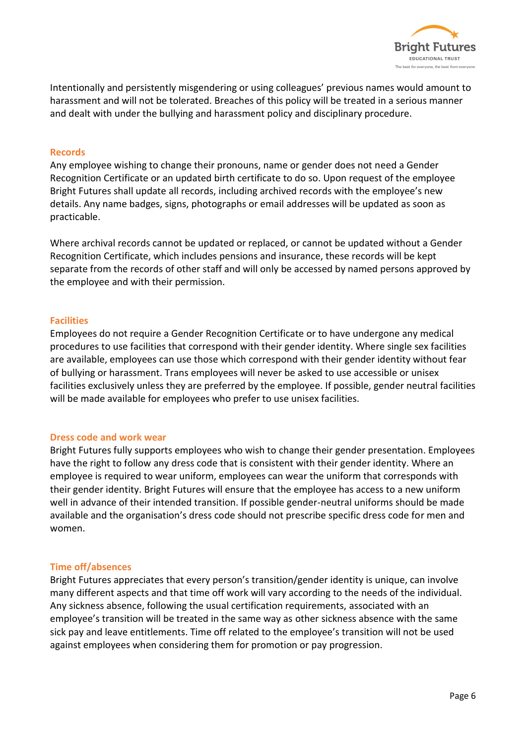Intentionally and persistently misgendering or using colleagues' previous names would amount to harassment and will not be tolerated. Breaches of this policy will be treated in a serious manner and dealt with under the bullying and harassment policy and disciplinary procedure.

## Records

Any employee wishing to change their pronouns, name or gender does not need a Gender Recognition Certificate or an updated birth certificate to do so. Upon request of the employee Bright Futures shall update all records, including archived records with the employee's new details. Any name badges, signs, photographs or email addresses will be updated as soon as practicable.

Where archival records cannot be updated or replaced, or cannot be updated without a Gender Recognition Certificate, which includes pensions and insurance, these records will be kept separate from the records of other staff and will only be accessed by named persons approved by the employee and with their permission.

## Facilities

Employees do not require a Gender Recognition Certificate or to have undergone any medical procedures to use facilities that correspond with their gender identity. Where single sex facilities are available, employees can use those which correspond with their gender identity without fear of bullying or harassment. Trans employees will never be asked to use accessible or unisex facilities exclusively unless they are preferred by the employee. If possible, gender neutral facilities will be made available for employees who prefer to use unisex facilities.

## Dress code and work wear

Bright Futures fully supports employees who wish to change their gender presentation. Employees have the right to follow any dress code that is consistent with their gender identity. Where an employee is required to wear uniform, employees can wear the uniform that corresponds with their gender identity. Bright Futures will ensure that the employee has access to a new uniform well in advance of their intended transition. If possible gender-neutral uniforms should be made available and the organisation's dress code should not prescribe specific dress code for men and women.

## Time off/absences

Bright Futures appreciates that every person's transition/gender identity is unique, can involve many different aspects and that time off work will vary according to the needs of the individual. Any sickness absence, following the usual certification requirements, associated with an employee's transition will be treated in the same way as other sickness absence with the same sick pay and leave entitlements. Time off related to the employee's transition will not be used against employees when considering them for promotion or pay progression.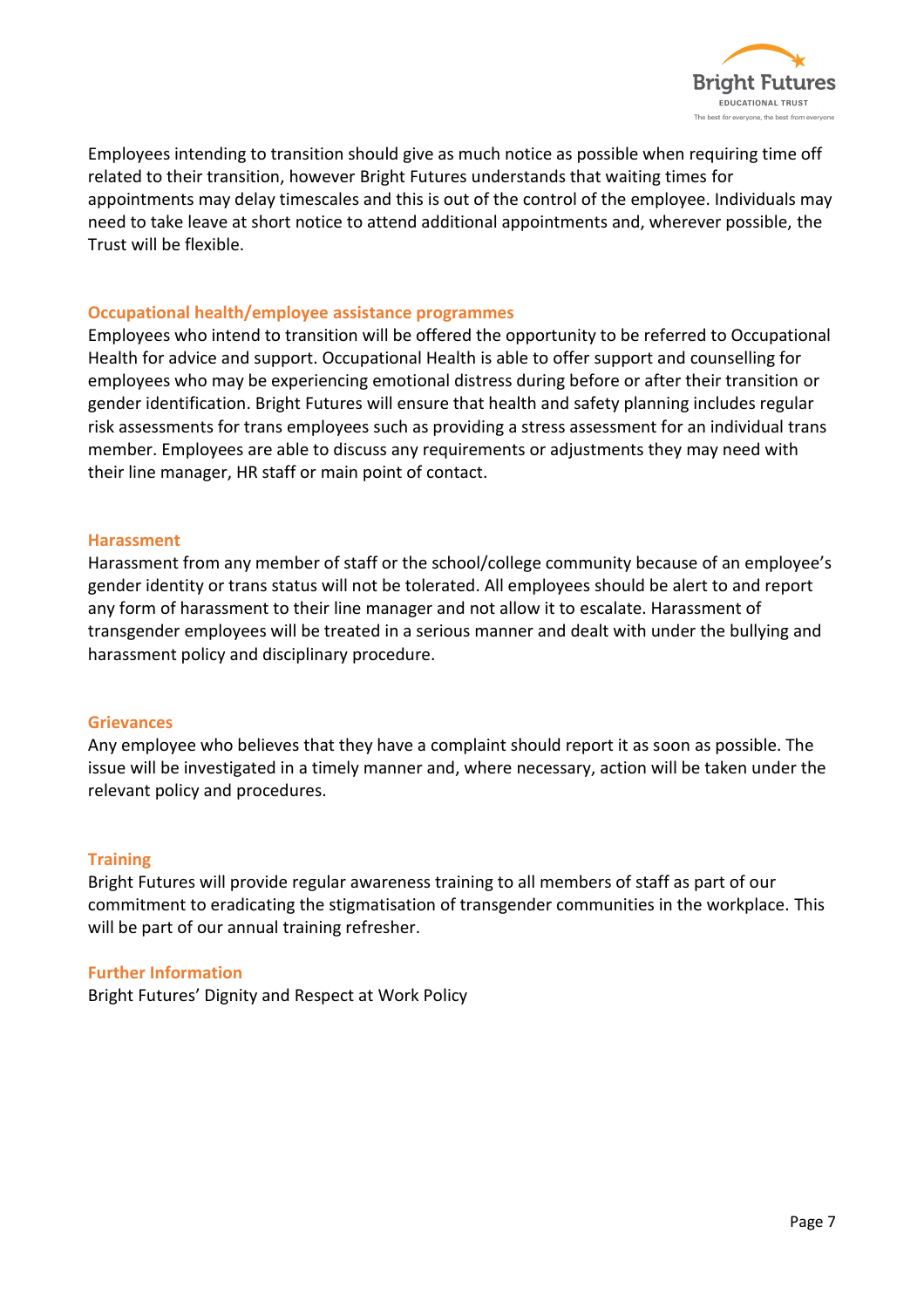Employees intending to transition should give as much notice as possible when requiring time off related to their transition, however Bright Futures understands that waiting times for appointments may delay timescales and this is out of the control of the employee. Individuals may need to take leave at short notice to attend additional appointments and, wherever possible, the Trust will be flexible.

## Occupational health/employee assistance programmes

Employees who intend to transition will be offered the opportunity to be referred to Occupational Health for advice and support. Occupational Health is able to offer support and counselling for employees who may be experiencing emotional distress during before or after their transition or gender identification. Bright Futures will ensure that health and safety planning includes regular risk assessments for trans employees such as providing a stress assessment for an individual trans member. Employees are able to discuss any requirements or adjustments they may need with their line manager, HR staff or main point of contact.

## Harassment

Harassment from any member of staff or the school/college community because of an employee's gender identity or trans status will not be tolerated. All employees should be alert to and report any form of harassment to their line manager and not allow it to escalate. Harassment of transgender employees will be treated in a serious manner and dealt with under the bullying and harassment policy and disciplinary procedure.

## Grievances

Any employee who believes that they have a complaint should report it as soon as possible. The issue will be investigated in a timely manner and, where necessary, action will be taken under the relevant policy and procedures.

## Training

Bright Futures will provide regular awareness training to all members of staff as part of our commitment to eradicating the stigmatisation of transgender communities in the workplace. This will be part of our annual training refresher.

## Further Information

Bright Futures' Dignity and Respect at Work Policy